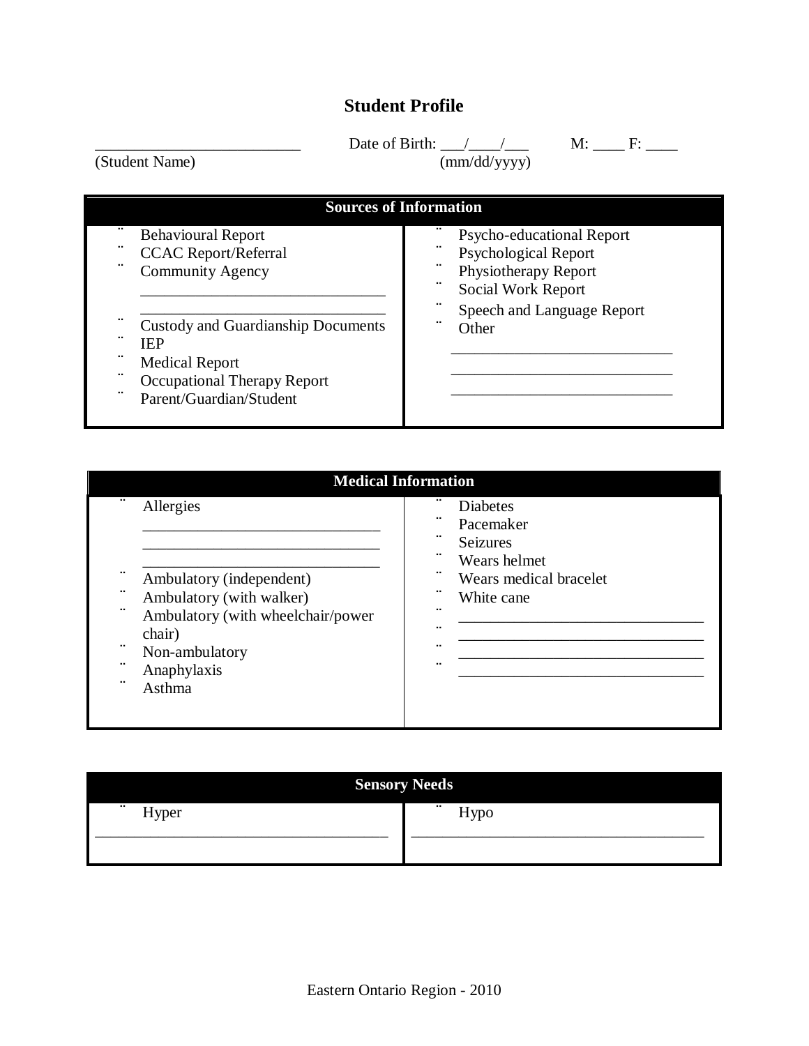# Student Profile

___________________________ Date of Birth: ___/____/___ M: ____ F: ____

(Student Name) (mm/dd/yyyy)

| Sources of Information | |
|---|---|
| ¨ Behavioural Report<br>¨ CCAC Report/Referral<br>¨ Community Agency<br>_______________________________<br>_______________________________<br>¨ Custody and Guardianship Documents<br>¨ IEP<br>¨ Medical Report<br>¨ Occupational Therapy Report<br>¨ Parent/Guardian/Student | ¨ Psycho-educational Report<br>¨ Psychological Report<br>¨ Physiotherapy Report<br>¨ Social Work Report<br>¨ Speech and Language Report<br>¨ Other<br>_____________________________<br>_____________________________<br>_____________________________ |

| Medical Information | |
|---|---|
| ¨ Allergies<br>______________________________<br>______________________________<br>______________________________<br>¨ Ambulatory (independent)<br>¨ Ambulatory (with walker)<br>¨ Ambulatory (with wheelchair/power chair)<br>¨ Non-ambulatory<br>¨ Anaphylaxis<br>¨ Asthma | ¨ Diabetes<br>¨ Pacemaker<br>¨ Seizures<br>¨ Wears helmet<br>¨ Wears medical bracelet<br>¨ White cane<br>¨ ________________________________<br>¨ ________________________________<br>¨ ________________________________<br>¨ ________________________________ |

| Sensory Needs | |
|---|---|
| ¨ Hyper<br>______________________________________ | ¨ Hypo<br>______________________________________ |

Eastern Ontario Region - 2010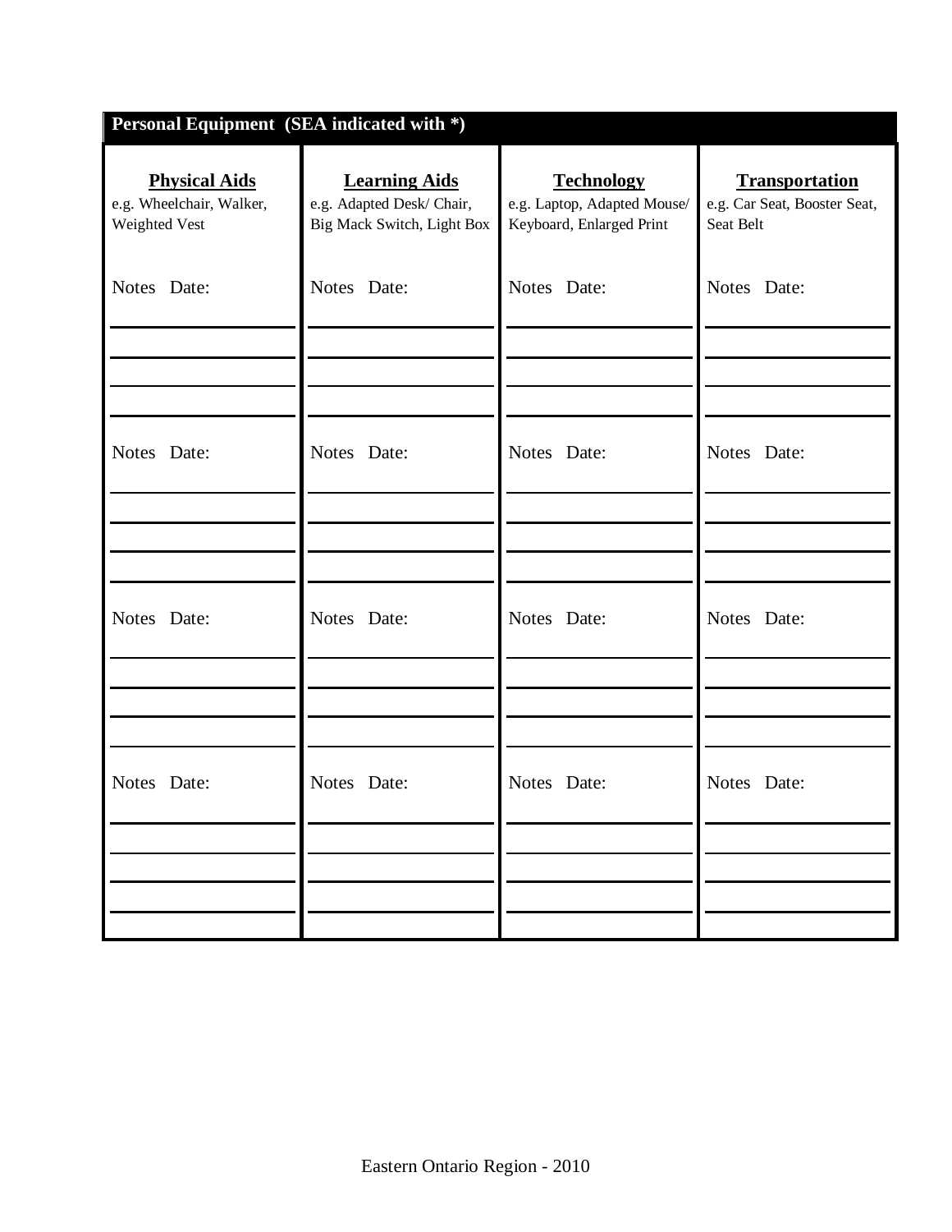## Personal Equipment (SEA indicated with *)

| **Physical Aids**<br>e.g. Wheelchair, Walker, Weighted Vest | **Learning Aids**<br>e.g. Adapted Desk/ Chair, Big Mack Switch, Light Box | **Technology**<br>e.g. Laptop, Adapted Mouse/ Keyboard, Enlarged Print | **Transportation**<br>e.g. Car Seat, Booster Seat, Seat Belt |
|---|---|---|---|
| Notes Date: | Notes Date: | Notes Date: | Notes Date: |
| | | | |
| Notes Date: | Notes Date: | Notes Date: | Notes Date: |
| | | | |
| Notes Date: | Notes Date: | Notes Date: | Notes Date: |
| | | | |
| Notes Date: | Notes Date: | Notes Date: | Notes Date: |
| | | | |

Eastern Ontario Region - 2010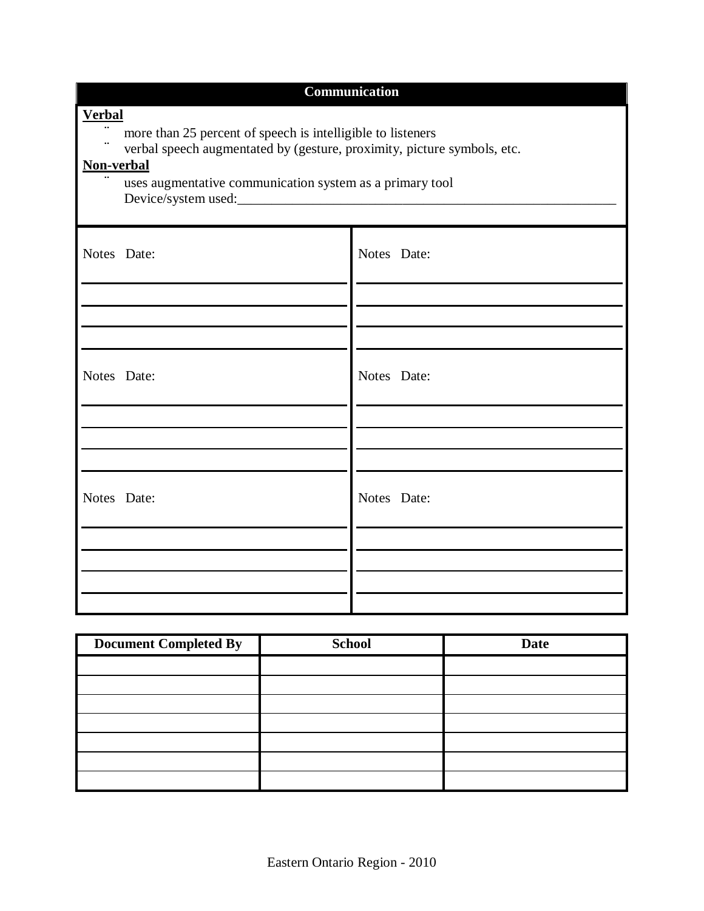| Communication |
| --- |
| **Verbal**<br>¨ more than 25 percent of speech is intelligible to listeners<br>¨ verbal speech augmentated by (gesture, proximity, picture symbols, etc.<br>**Non-verbal**<br>¨ uses augmentative communication system as a primary tool<br>Device/system used:___________________________________________________________ |

| | |
| --- | --- |
| Notes Date: | Notes Date: |
| Notes Date: | Notes Date: |
| Notes Date: | Notes Date: |

| Document Completed By | School | Date |
| --- | --- | --- |
| | | |
| | | |
| | | |
| | | |
| | | |
| | | |
| | | |

Eastern Ontario Region - 2010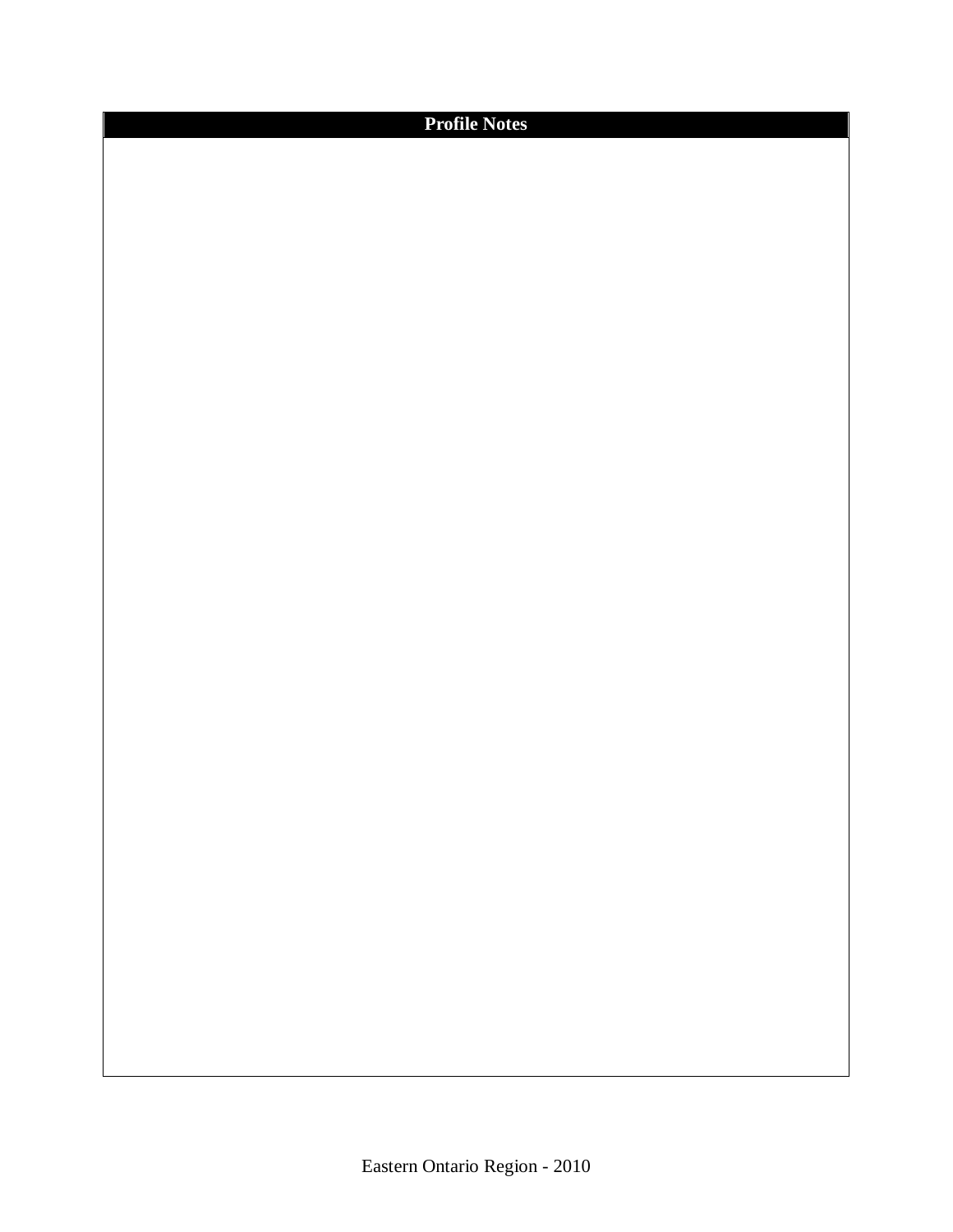## Profile Notes